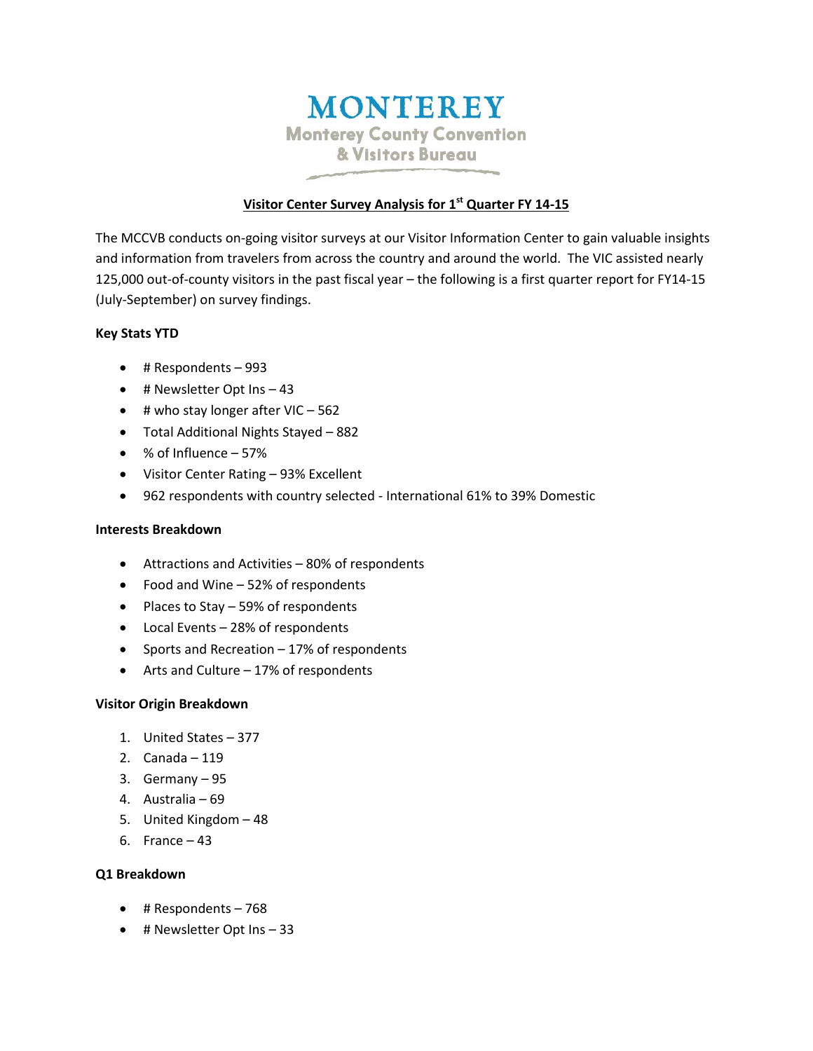# MONTEREY

## Monterey County Convention & Visitors Bureau

### Visitor Center Survey Analysis for 1st Quarter FY 14-15

The MCCVB conducts on-going visitor surveys at our Visitor Information Center to gain valuable insights and information from travelers from across the country and around the world. The VIC assisted nearly 125,000 out-of-county visitors in the past fiscal year – the following is a first quarter report for FY14-15 (July-September) on survey findings.

**Key Stats YTD**

- # Respondents – 993
- # Newsletter Opt Ins – 43
- # who stay longer after VIC – 562
- Total Additional Nights Stayed – 882
- % of Influence – 57%
- Visitor Center Rating – 93% Excellent
- 962 respondents with country selected - International 61% to 39% Domestic

**Interests Breakdown**

- Attractions and Activities – 80% of respondents
- Food and Wine – 52% of respondents
- Places to Stay – 59% of respondents
- Local Events – 28% of respondents
- Sports and Recreation – 17% of respondents
- Arts and Culture – 17% of respondents

**Visitor Origin Breakdown**

1. United States – 377
2. Canada – 119
3. Germany – 95
4. Australia – 69
5. United Kingdom – 48
6. France – 43

**Q1 Breakdown**

- # Respondents – 768
- # Newsletter Opt Ins – 33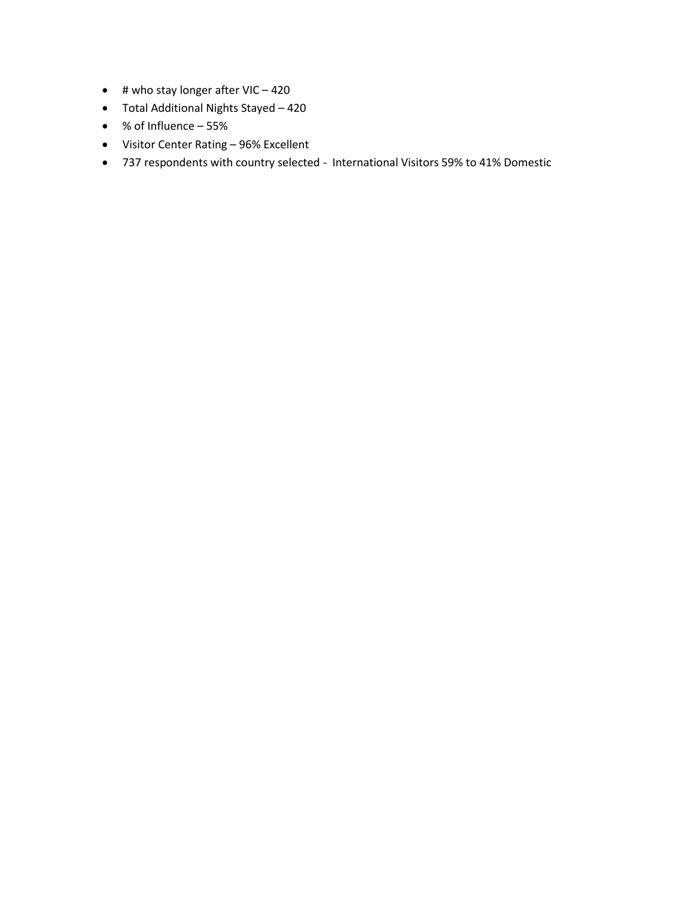- # who stay longer after VIC – 420
- Total Additional Nights Stayed – 420
- % of Influence – 55%
- Visitor Center Rating – 96% Excellent
- 737 respondents with country selected - International Visitors 59% to 41% Domestic